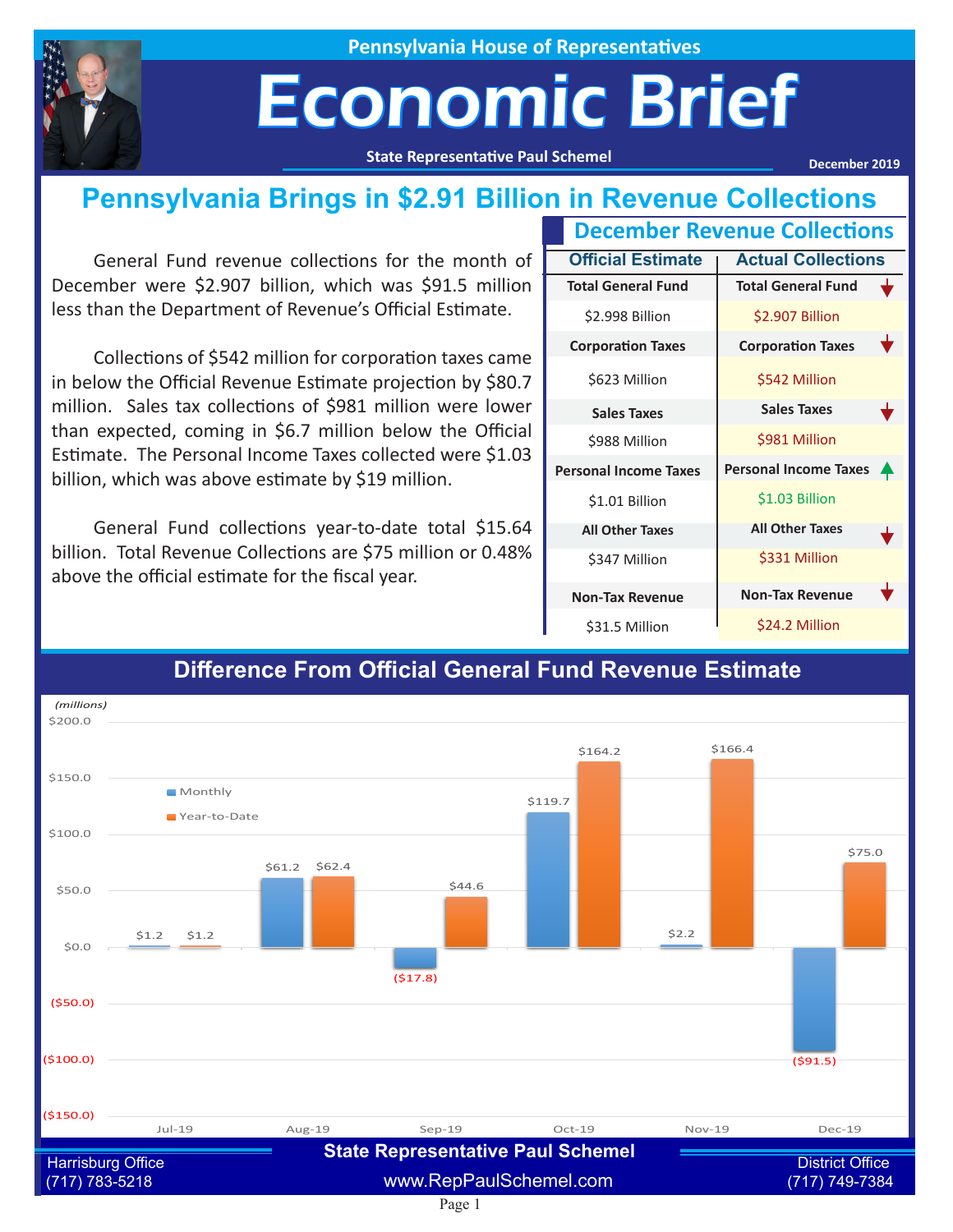Pennsylvania House of Representatives

# Economic Brief

State Representative Paul Schemel

December 2019

## Pennsylvania Brings in $2.91 Billion in Revenue Collections

General Fund revenue collections for the month of December were $2.907 billion, which was $91.5 million less than the Department of Revenue's Official Estimate.

Collections of $542 million for corporation taxes came in below the Official Revenue Estimate projection by $80.7 million. Sales tax collections of $981 million were lower than expected, coming in $6.7 million below the Official Estimate. The Personal Income Taxes collected were $1.03 billion, which was above estimate by $19 million.

General Fund collections year-to-date total $15.64 billion. Total Revenue Collections are $75 million or 0.48% above the official estimate for the fiscal year.

### December Revenue Collections

| | Official Estimate | Actual Collections |
|---|---|---|
| Total General Fund | $2.998 Billion | $2.907 Billion ↓ |
| Corporation Taxes | $623 Million | $542 Million ↓ |
| Sales Taxes | $988 Million | $981 Million ↓ |
| Personal Income Taxes | $1.01 Billion | $1.03 Billion ↑ |
| All Other Taxes | $347 Million | $331 Million ↓ |
| Non-Tax Revenue | $31.5 Million | $24.2 Million ↓ |

### Difference From Official General Fund Revenue Estimate

(millions)

| Month | Monthly | Year-to-Date |
|---|---|---|
| Jul-19 | $1.2 | $1.2 |
| Aug-19 | $61.2 | $62.4 |
| Sep-19 | ($17.8) | $44.6 |
| Oct-19 | $119.7 | $164.2 |
| Nov-19 | $2.2 | $166.4 |
| Dec-19 | ($91.5) | $75.0 |

State Representative Paul Schemel

Harrisburg Office (717) 783-5218

www.RepPaulSchemel.com

District Office (717) 749-7384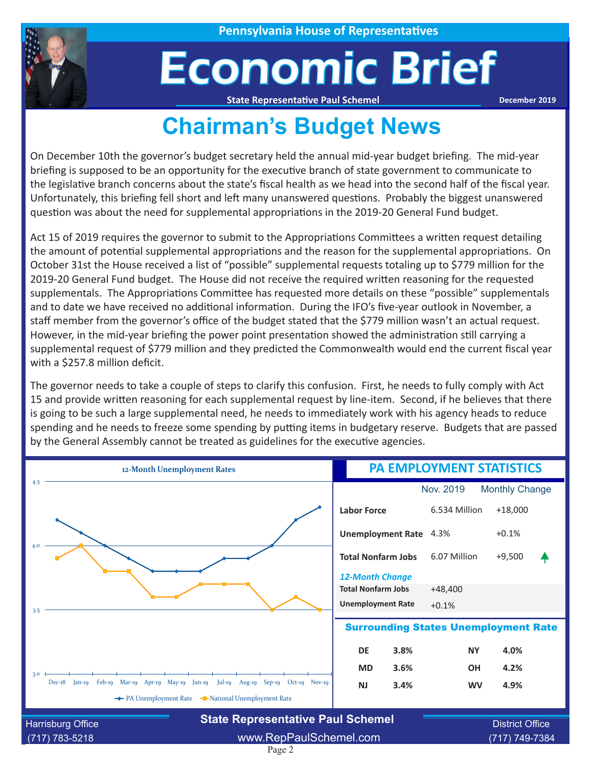Pennsylvania House of Representatives

# Economic Brief

State Representative Paul Schemel

December 2019

## Chairman's Budget News

On December 10th the governor's budget secretary held the annual mid-year budget briefing. The mid-year briefing is supposed to be an opportunity for the executive branch of state government to communicate to the legislative branch concerns about the state's fiscal health as we head into the second half of the fiscal year. Unfortunately, this briefing fell short and left many unanswered questions. Probably the biggest unanswered question was about the need for supplemental appropriations in the 2019-20 General Fund budget.

Act 15 of 2019 requires the governor to submit to the Appropriations Committees a written request detailing the amount of potential supplemental appropriations and the reason for the supplemental appropriations. On October 31st the House received a list of "possible" supplemental requests totaling up to $779 million for the 2019-20 General Fund budget. The House did not receive the required written reasoning for the requested supplementals. The Appropriations Committee has requested more details on these "possible" supplementals and to date we have received no additional information. During the IFO's five-year outlook in November, a staff member from the governor's office of the budget stated that the $779 million wasn't an actual request. However, in the mid-year briefing the power point presentation showed the administration still carrying a supplemental request of $779 million and they predicted the Commonwealth would end the current fiscal year with a $257.8 million deficit.

The governor needs to take a couple of steps to clarify this confusion. First, he needs to fully comply with Act 15 and provide written reasoning for each supplemental request by line-item. Second, if he believes that there is going to be such a large supplemental need, he needs to immediately work with his agency heads to reduce spending and he needs to freeze some spending by putting items in budgetary reserve. Budgets that are passed by the General Assembly cannot be treated as guidelines for the executive agencies.

**12-Month Unemployment Rates**

4.5
4.0
3.5
3.0

Dec-18 Jan-19 Feb-19 Mar-19 Apr-19 May-19 Jun-19 Jul-19 Aug-19 Sep-19 Oct-19 Nov-19

PA Unemployment Rate — National Unemployment Rate

## PA EMPLOYMENT STATISTICS

| | Nov. 2019 | Monthly Change |
|---|---|---|
| **Labor Force** | 6.534 Million | +18,000 |
| **Unemployment Rate** | 4.3% | +0.1% |
| **Total Nonfarm Jobs** | 6.07 Million | +9,500 ▲ |
| ***12-Month Change*** | | |
| **Total Nonfarm Jobs** | +48,400 | |
| **Unemployment Rate** | +0.1% | |

### Surrounding States Unemployment Rate

| | | | |
|---|---|---|---|
| **DE** | **3.8%** | **NY** | **4.0%** |
| **MD** | **3.6%** | **OH** | **4.2%** |
| **NJ** | **3.4%** | **WV** | **4.9%** |

Harrisburg Office (717) 783-5218

**State Representative Paul Schemel**
www.RepPaulSchemel.com

District Office (717) 749-7384